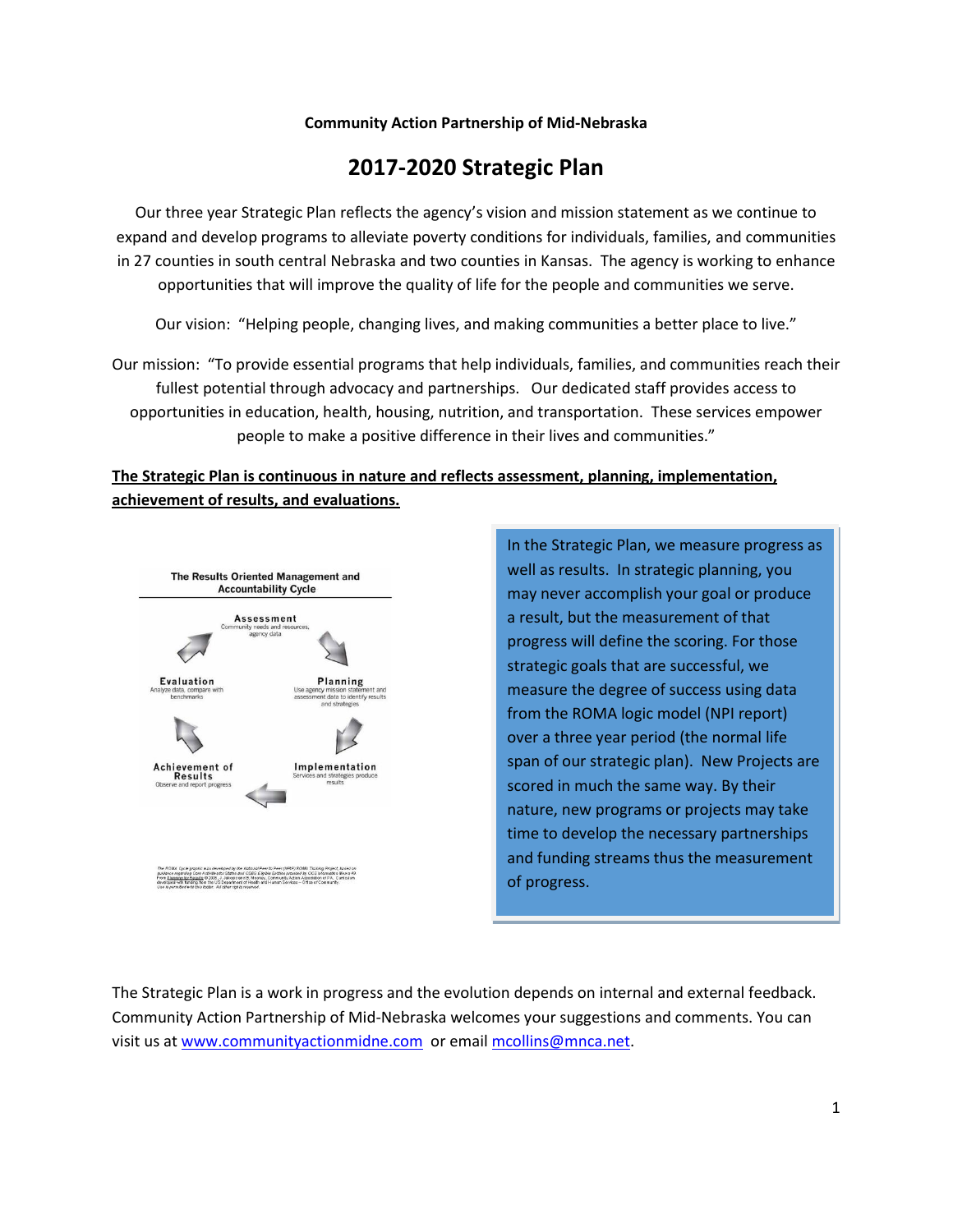**Community Action Partnership of Mid-Nebraska**

# 2017-2020 Strategic Plan

Our three year Strategic Plan reflects the agency's vision and mission statement as we continue to expand and develop programs to alleviate poverty conditions for individuals, families, and communities in 27 counties in south central Nebraska and two counties in Kansas. The agency is working to enhance opportunities that will improve the quality of life for the people and communities we serve.

Our vision: "Helping people, changing lives, and making communities a better place to live."

Our mission: "To provide essential programs that help individuals, families, and communities reach their fullest potential through advocacy and partnerships. Our dedicated staff provides access to opportunities in education, health, housing, nutrition, and transportation. These services empower people to make a positive difference in their lives and communities."

**The Strategic Plan is continuous in nature and reflects assessment, planning, implementation, achievement of results, and evaluations.**

The Results Oriented Management and Accountability Cycle

- **Assessment** – Community needs and resources, agency data
- **Planning** – Use agency mission statement and assessment data to identify results and strategies
- **Implementation** – Services and strategies produce results
- **Achievement of Results** – Observe and report progress
- **Evaluation** – Analyze data, compare with benchmarks

In the Strategic Plan, we measure progress as well as results. In strategic planning, you may never accomplish your goal or produce a result, but the measurement of that progress will define the scoring. For those strategic goals that are successful, we measure the degree of success using data from the ROMA logic model (NPI report) over a three year period (the normal life span of our strategic plan). New Projects are scored in much the same way. By their nature, new programs or projects may take time to develop the necessary partnerships and funding streams thus the measurement of progress.

The Strategic Plan is a work in progress and the evolution depends on internal and external feedback. Community Action Partnership of Mid-Nebraska welcomes your suggestions and comments. You can visit us at www.communityactionmidne.com or email mcollins@mnca.net.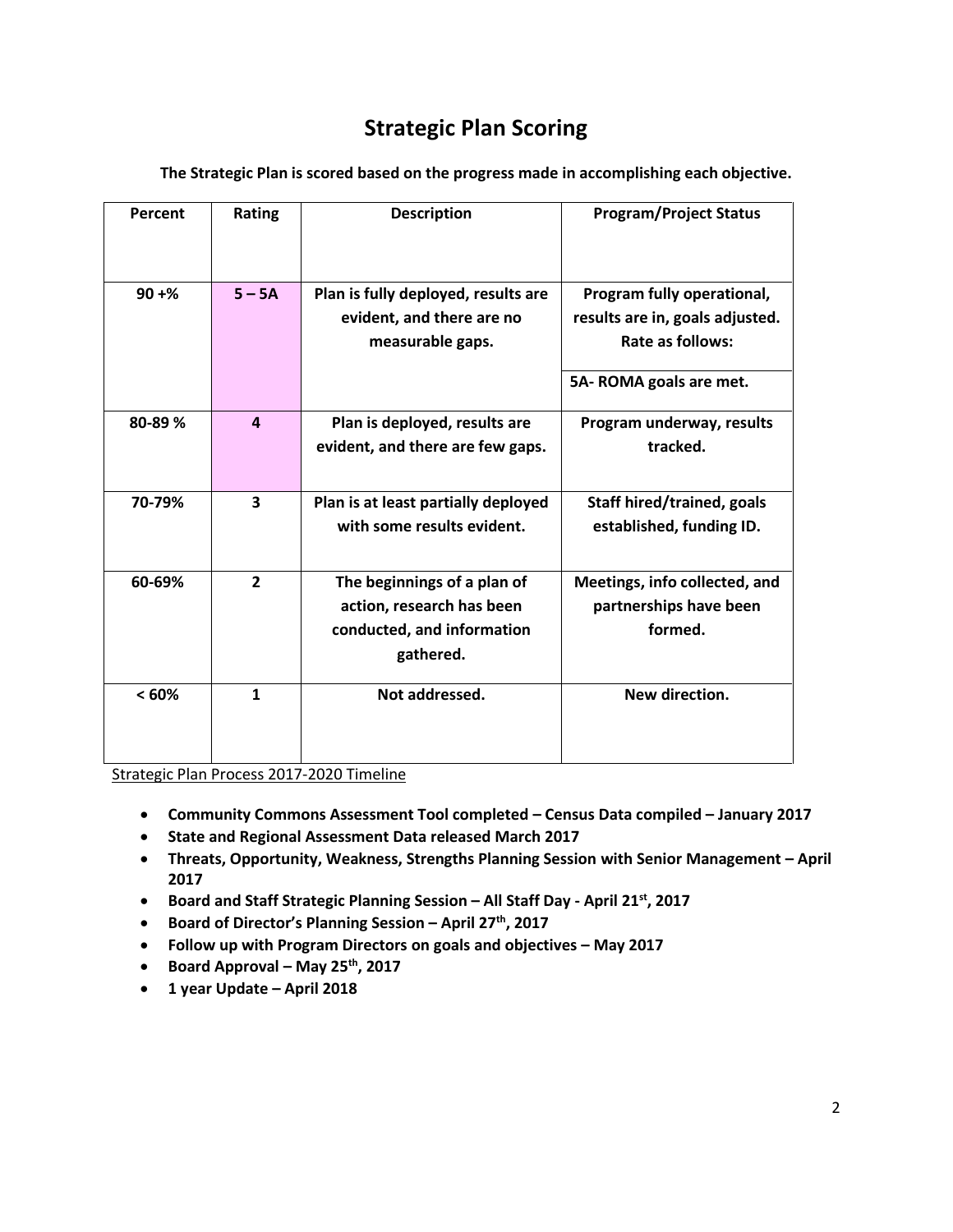# Strategic Plan Scoring

**The Strategic Plan is scored based on the progress made in accomplishing each objective.**

| Percent | Rating | Description | Program/Project Status |
|---|---|---|---|
| **90 +%** | **5 – 5A** | **Plan is fully deployed, results are evident, and there are no measurable gaps.** | **Program fully operational, results are in, goals adjusted. Rate as follows:** **5A- ROMA goals are met.** |
| **80-89 %** | **4** | **Plan is deployed, results are evident, and there are few gaps.** | **Program underway, results tracked.** |
| **70-79%** | **3** | **Plan is at least partially deployed with some results evident.** | **Staff hired/trained, goals established, funding ID.** |
| **60-69%** | **2** | **The beginnings of a plan of action, research has been conducted, and information gathered.** | **Meetings, info collected, and partnerships have been formed.** |
| **< 60%** | **1** | **Not addressed.** | **New direction.** |

Strategic Plan Process 2017-2020 Timeline

- **Community Commons Assessment Tool completed – Census Data compiled – January 2017**
- **State and Regional Assessment Data released March 2017**
- **Threats, Opportunity, Weakness, Strengths Planning Session with Senior Management – April 2017**
- **Board and Staff Strategic Planning Session – All Staff Day - April 21st, 2017**
- **Board of Director's Planning Session – April 27th, 2017**
- **Follow up with Program Directors on goals and objectives – May 2017**
- **Board Approval – May 25th, 2017**
- **1 year Update – April 2018**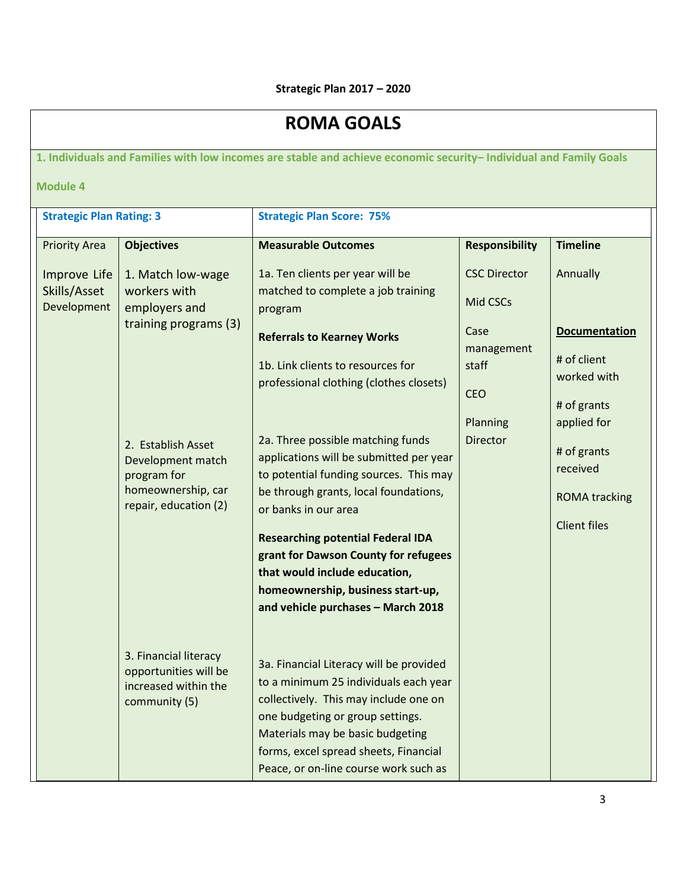**Strategic Plan 2017 – 2020**

# ROMA GOALS

**1. Individuals and Families with low incomes are stable and achieve economic security– Individual and Family Goals**

**Module 4**

| Strategic Plan Rating: 3 | | Strategic Plan Score: 75% | | |
|---|---|---|---|---|
| Priority Area | **Objectives** | **Measurable Outcomes** | **Responsibility** | **Timeline** |
| Improve Life Skills/Asset Development | 1. Match low-wage workers with employers and training programs (3)<br><br>2. Establish Asset Development match program for homeownership, car repair, education (2)<br><br>3. Financial literacy opportunities will be increased within the community (5) | 1a. Ten clients per year will be matched to complete a job training program<br><br>**Referrals to Kearney Works**<br><br>1b. Link clients to resources for professional clothing (clothes closets)<br><br>2a. Three possible matching funds applications will be submitted per year to potential funding sources. This may be through grants, local foundations, or banks in our area<br><br>**Researching potential Federal IDA grant for Dawson County for refugees that would include education, homeownership, business start-up, and vehicle purchases – March 2018**<br><br>3a. Financial Literacy will be provided to a minimum 25 individuals each year collectively. This may include one on one budgeting or group settings. Materials may be basic budgeting forms, excel spread sheets, Financial Peace, or on-line course work such as | CSC Director<br><br>Mid CSCs<br><br>Case management staff<br><br>CEO<br><br>Planning Director | Annually<br><br>**Documentation**<br><br># of client worked with<br><br># of grants applied for<br><br># of grants received<br><br>ROMA tracking<br><br>Client files |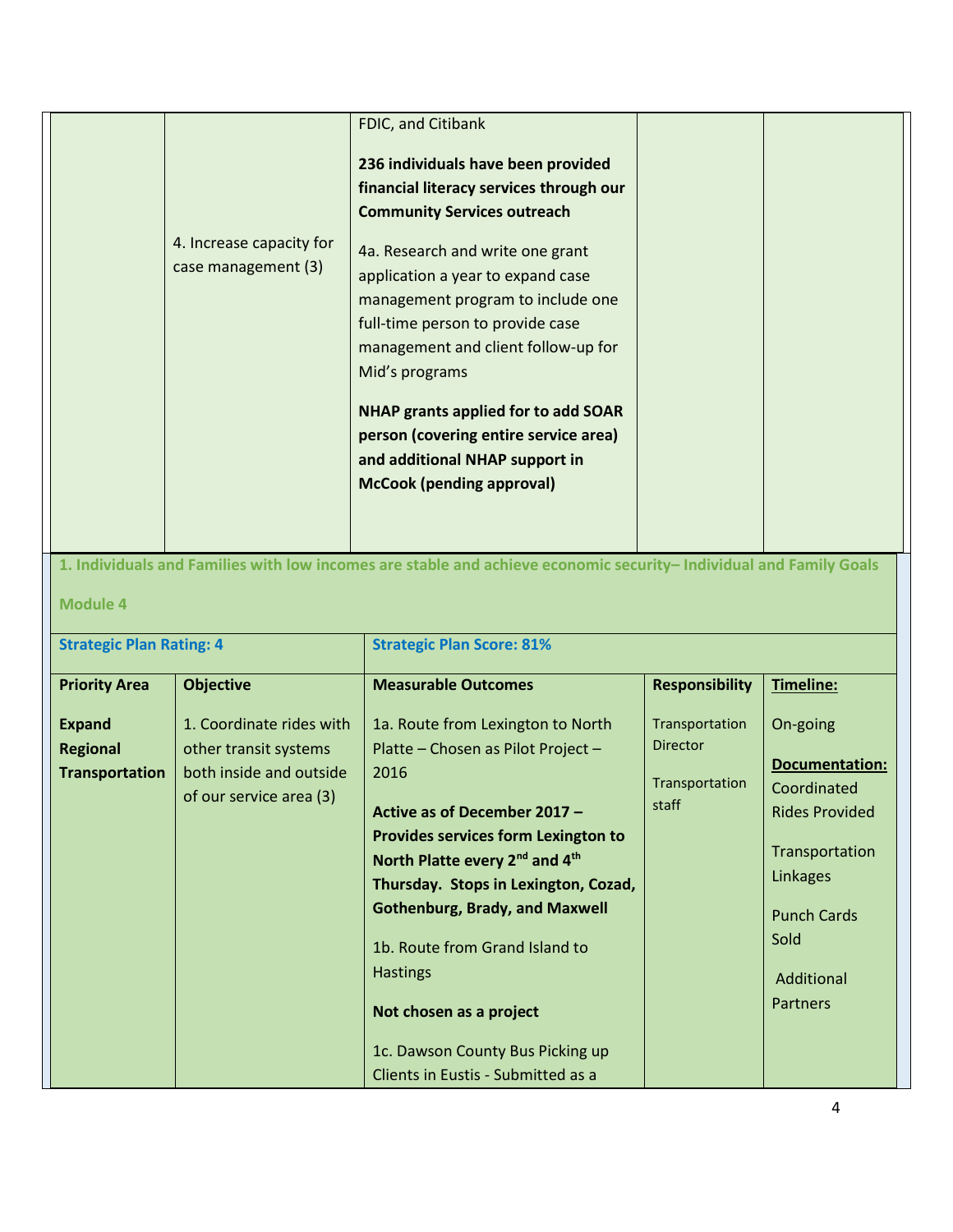|  | 4. Increase capacity for case management (3) | FDIC, and Citibank<br><br>**236 individuals have been provided financial literacy services through our Community Services outreach**<br><br>4a. Research and write one grant application a year to expand case management program to include one full-time person to provide case management and client follow-up for Mid's programs<br><br>**NHAP grants applied for to add SOAR person (covering entire service area) and additional NHAP support in McCook (pending approval)** |  |  |
|---|---|---|---|---|

**1. Individuals and Families with low incomes are stable and achieve economic security– Individual and Family Goals**

**Module 4**

| **Strategic Plan Rating: 4** | | **Strategic Plan Score: 81%** | | |
|---|---|---|---|---|
| **Priority Area** | **Objective** | **Measurable Outcomes** | **Responsibility** | **Timeline:** |
| **Expand Regional Transportation** | 1. Coordinate rides with other transit systems both inside and outside of our service area (3) | 1a. Route from Lexington to North Platte – Chosen as Pilot Project – 2016<br><br>**Active as of December 2017 – Provides services form Lexington to North Platte every 2nd and 4th Thursday. Stops in Lexington, Cozad, Gothenburg, Brady, and Maxwell**<br><br>1b. Route from Grand Island to Hastings<br><br>**Not chosen as a project**<br><br>1c. Dawson County Bus Picking up Clients in Eustis - Submitted as a | Transportation Director<br><br>Transportation staff | On-going<br><br>**Documentation:**<br>Coordinated Rides Provided<br><br>Transportation Linkages<br><br>Punch Cards Sold<br><br>Additional Partners |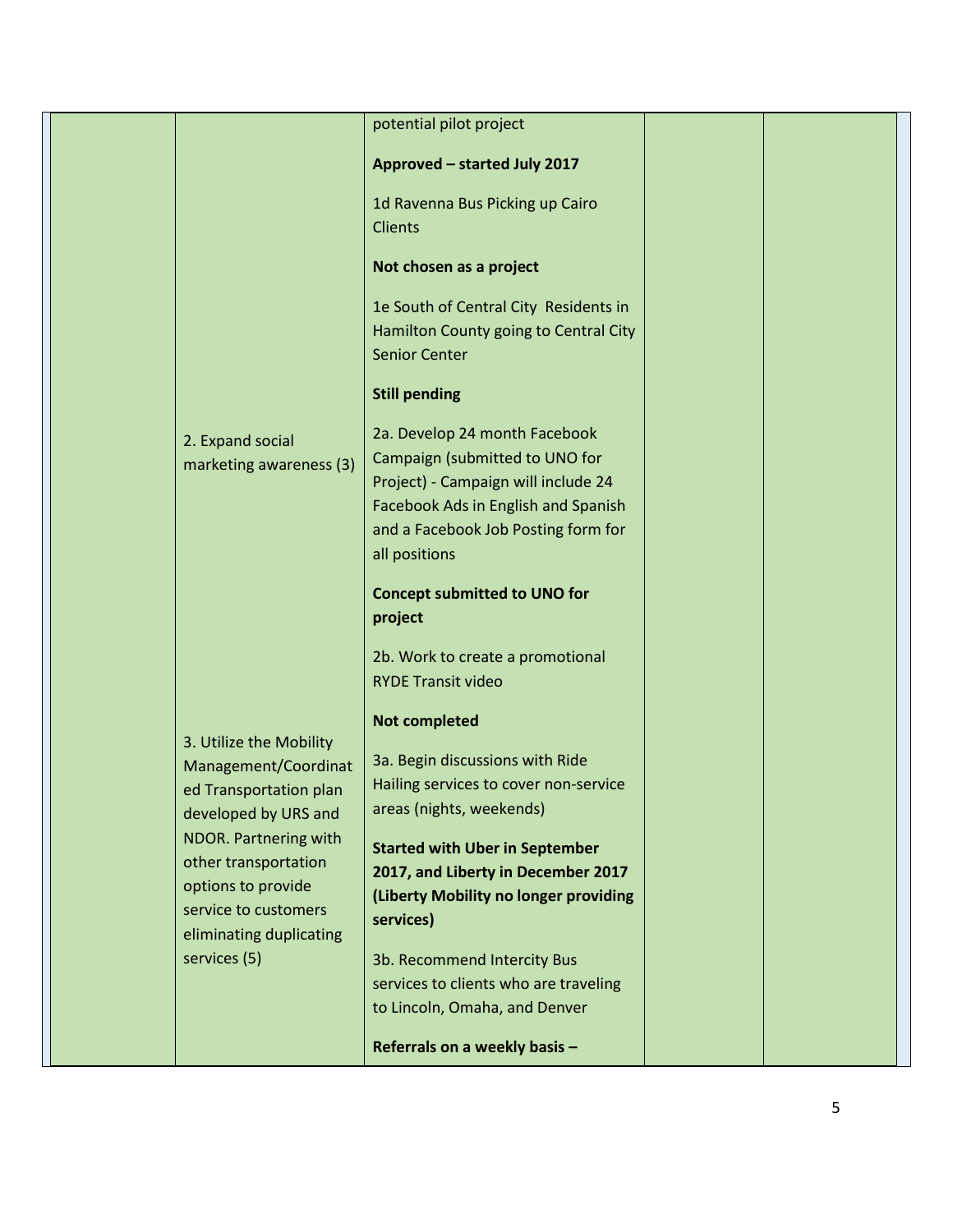| | | | | |
|---|---|---|---|---|
| | | potential pilot project<br><br>**Approved – started July 2017**<br><br>1d Ravenna Bus Picking up Cairo Clients<br><br>**Not chosen as a project**<br><br>1e South of Central City Residents in Hamilton County going to Central City Senior Center<br><br>**Still pending** | | |
| | 2. Expand social marketing awareness (3) | 2a. Develop 24 month Facebook Campaign (submitted to UNO for Project) - Campaign will include 24 Facebook Ads in English and Spanish and a Facebook Job Posting form for all positions<br><br>**Concept submitted to UNO for project**<br><br>2b. Work to create a promotional RYDE Transit video<br><br>**Not completed** | | |
| | 3. Utilize the Mobility Management/Coordinated Transportation plan developed by URS and NDOR. Partnering with other transportation options to provide service to customers eliminating duplicating services (5) | 3a. Begin discussions with Ride Hailing services to cover non-service areas (nights, weekends)<br><br>**Started with Uber in September 2017, and Liberty in December 2017 (Liberty Mobility no longer providing services)**<br><br>3b. Recommend Intercity Bus services to clients who are traveling to Lincoln, Omaha, and Denver<br><br>**Referrals on a weekly basis –** | | |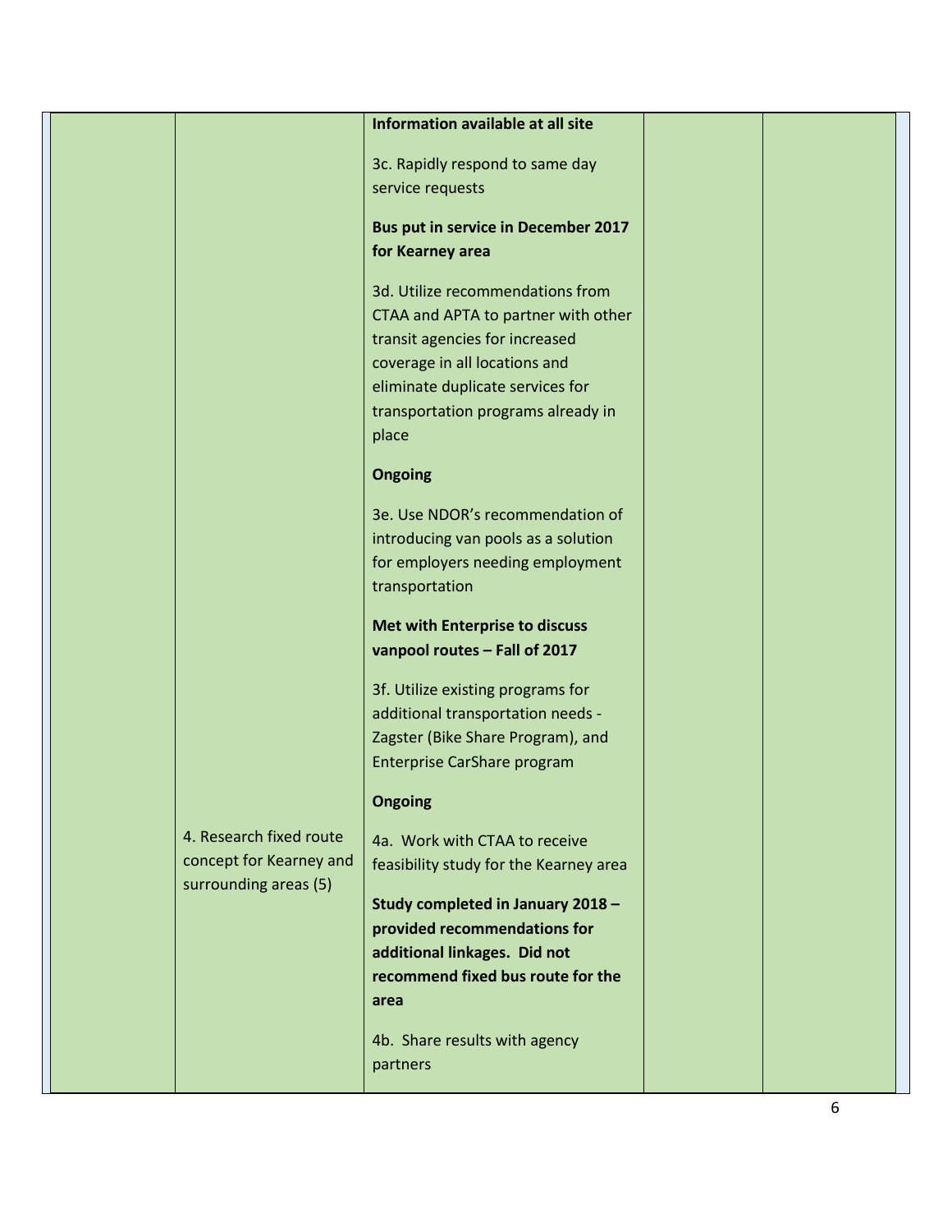| | | | | |
|---|---|---|---|---|
| | | **Information available at all site**<br><br>3c. Rapidly respond to same day service requests<br><br>**Bus put in service in December 2017 for Kearney area**<br><br>3d. Utilize recommendations from CTAA and APTA to partner with other transit agencies for increased coverage in all locations and eliminate duplicate services for transportation programs already in place<br><br>**Ongoing**<br><br>3e. Use NDOR's recommendation of introducing van pools as a solution for employers needing employment transportation<br><br>**Met with Enterprise to discuss vanpool routes – Fall of 2017**<br><br>3f. Utilize existing programs for additional transportation needs - Zagster (Bike Share Program), and Enterprise CarShare program<br><br>**Ongoing** | | |
| | 4. Research fixed route concept for Kearney and surrounding areas (5) | 4a. Work with CTAA to receive feasibility study for the Kearney area<br><br>**Study completed in January 2018 – provided recommendations for additional linkages. Did not recommend fixed bus route for the area**<br><br>4b. Share results with agency partners | | |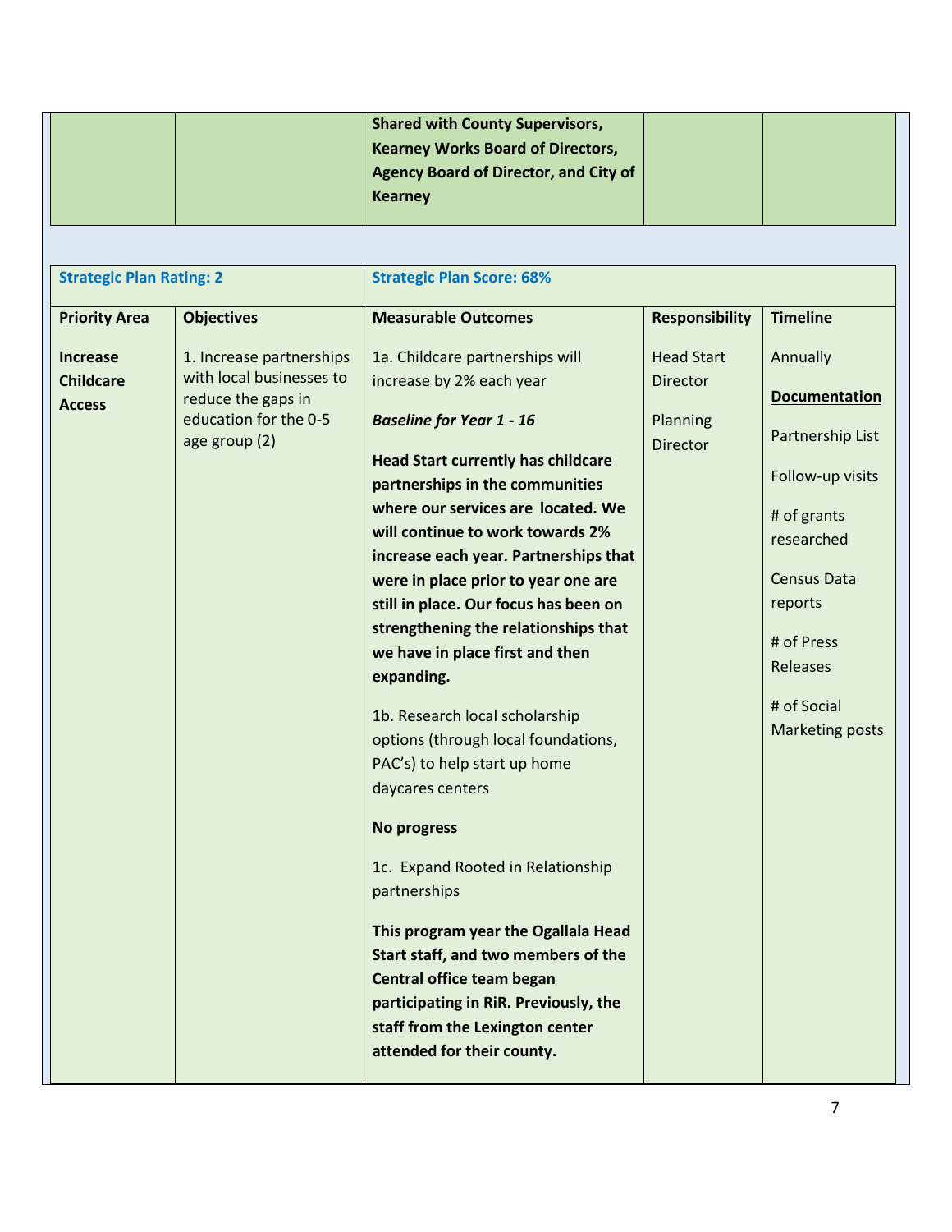| | | **Shared with County Supervisors, Kearney Works Board of Directors, Agency Board of Director, and City of Kearney** | | |
|---|---|---|---|---|

| **Strategic Plan Rating: 2** | | **Strategic Plan Score: 68%** | | |
|---|---|---|---|---|
| **Priority Area** | **Objectives** | **Measurable Outcomes** | **Responsibility** | **Timeline** |
| **Increase Childcare Access** | 1. Increase partnerships with local businesses to reduce the gaps in education for the 0-5 age group (2) | 1a. Childcare partnerships will increase by 2% each year<br><br>***Baseline for Year 1 - 16***<br><br>**Head Start currently has childcare partnerships in the communities where our services are located. We will continue to work towards 2% increase each year. Partnerships that were in place prior to year one are still in place. Our focus has been on strengthening the relationships that we have in place first and then expanding.**<br><br>1b. Research local scholarship options (through local foundations, PAC's) to help start up home daycares centers<br><br>**No progress**<br><br>1c. Expand Rooted in Relationship partnerships<br><br>**This program year the Ogallala Head Start staff, and two members of the Central office team began participating in RiR. Previously, the staff from the Lexington center attended for their county.** | Head Start Director<br><br>Planning Director | Annually<br><br>**Documentation**<br><br>Partnership List<br><br>Follow-up visits<br><br># of grants researched<br><br>Census Data reports<br><br># of Press Releases<br><br># of Social Marketing posts |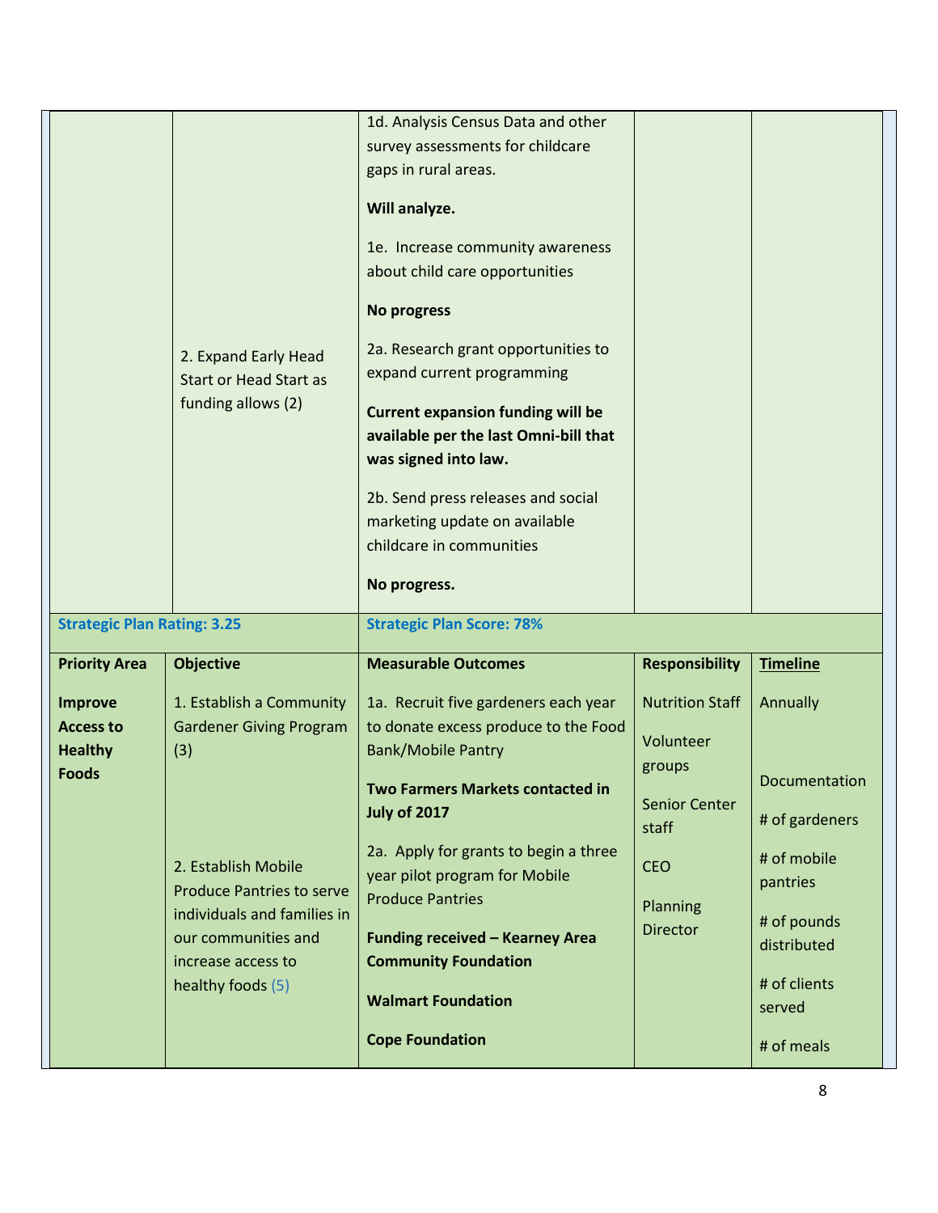| | | | | |
|---|---|---|---|---|
| | 2. Expand Early Head Start or Head Start as funding allows (2) | 1d. Analysis Census Data and other survey assessments for childcare gaps in rural areas.<br><br>**Will analyze.**<br><br>1e. Increase community awareness about child care opportunities<br><br>**No progress**<br><br>2a. Research grant opportunities to expand current programming<br><br>**Current expansion funding will be available per the last Omni-bill that was signed into law.**<br><br>2b. Send press releases and social marketing update on available childcare in communities<br><br>**No progress.** | | |
| **Strategic Plan Rating: 3.25** | | **Strategic Plan Score: 78%** | | |

| Priority Area | Objective | Measurable Outcomes | Responsibility | Timeline |
|---|---|---|---|---|
| **Improve Access to Healthy Foods** | 1. Establish a Community Gardener Giving Program (3)<br><br>2. Establish Mobile Produce Pantries to serve individuals and families in our communities and increase access to healthy foods (5) | 1a. Recruit five gardeners each year to donate excess produce to the Food Bank/Mobile Pantry<br><br>**Two Farmers Markets contacted in July of 2017**<br><br>2a. Apply for grants to begin a three year pilot program for Mobile Produce Pantries<br><br>**Funding received – Kearney Area Community Foundation**<br><br>**Walmart Foundation**<br><br>**Cope Foundation** | Nutrition Staff<br><br>Volunteer groups<br><br>Senior Center staff<br><br>CEO<br><br>Planning Director | Annually<br><br>Documentation<br><br># of gardeners<br><br># of mobile pantries<br><br># of pounds distributed<br><br># of clients served<br><br># of meals |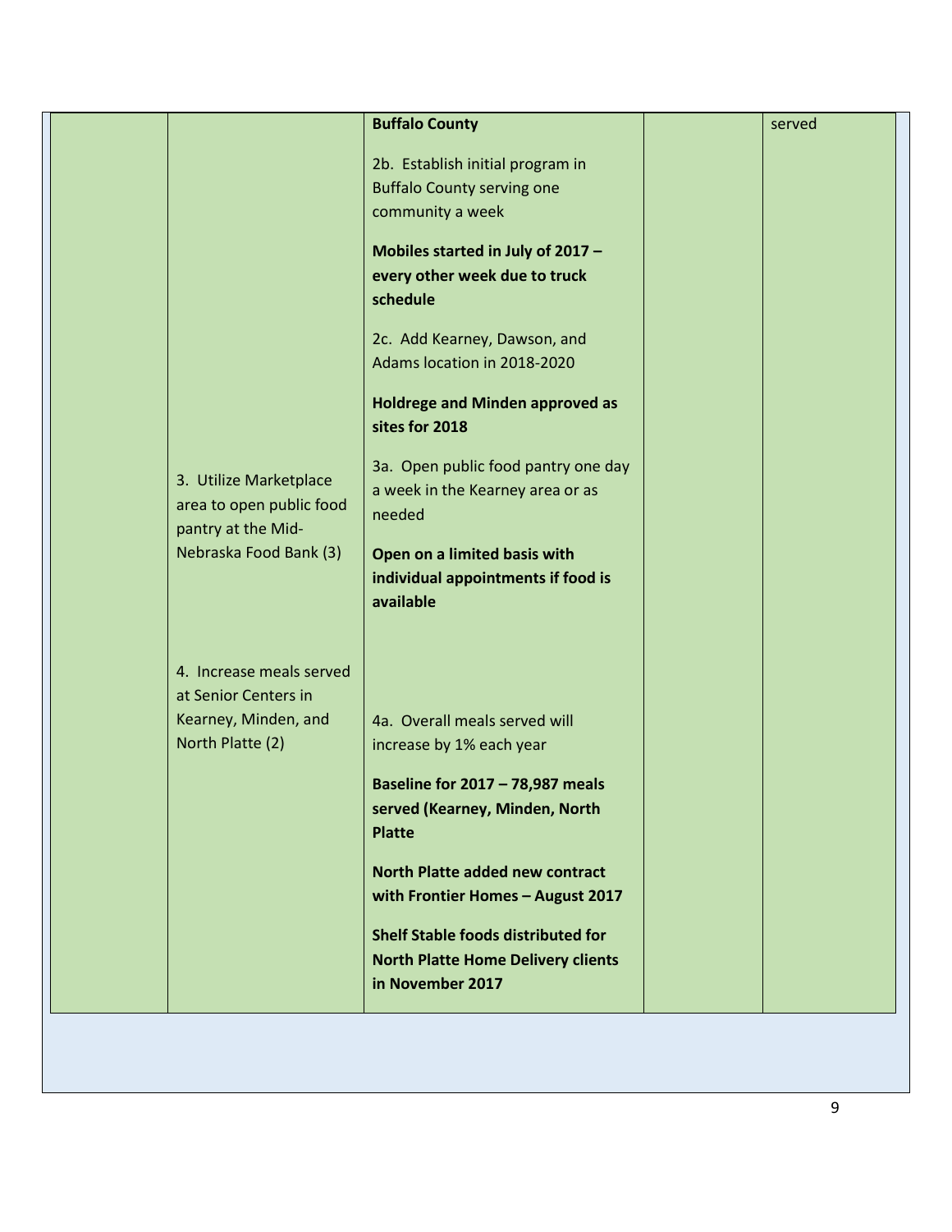|  |  |  |  |  |
|---|---|---|---|---|
|  |  | **Buffalo County**<br><br>2b. Establish initial program in Buffalo County serving one community a week<br><br>**Mobiles started in July of 2017 – every other week due to truck schedule**<br><br>2c. Add Kearney, Dawson, and Adams location in 2018-2020<br><br>**Holdrege and Minden approved as sites for 2018** |  | served |
|  | 3. Utilize Marketplace area to open public food pantry at the Mid-Nebraska Food Bank (3) | 3a. Open public food pantry one day a week in the Kearney area or as needed<br><br>**Open on a limited basis with individual appointments if food is available** |  |  |
|  | 4. Increase meals served at Senior Centers in Kearney, Minden, and North Platte (2) | 4a. Overall meals served will increase by 1% each year<br><br>**Baseline for 2017 – 78,987 meals served (Kearney, Minden, North Platte**<br><br>**North Platte added new contract with Frontier Homes – August 2017**<br><br>**Shelf Stable foods distributed for North Platte Home Delivery clients in November 2017** |  |  |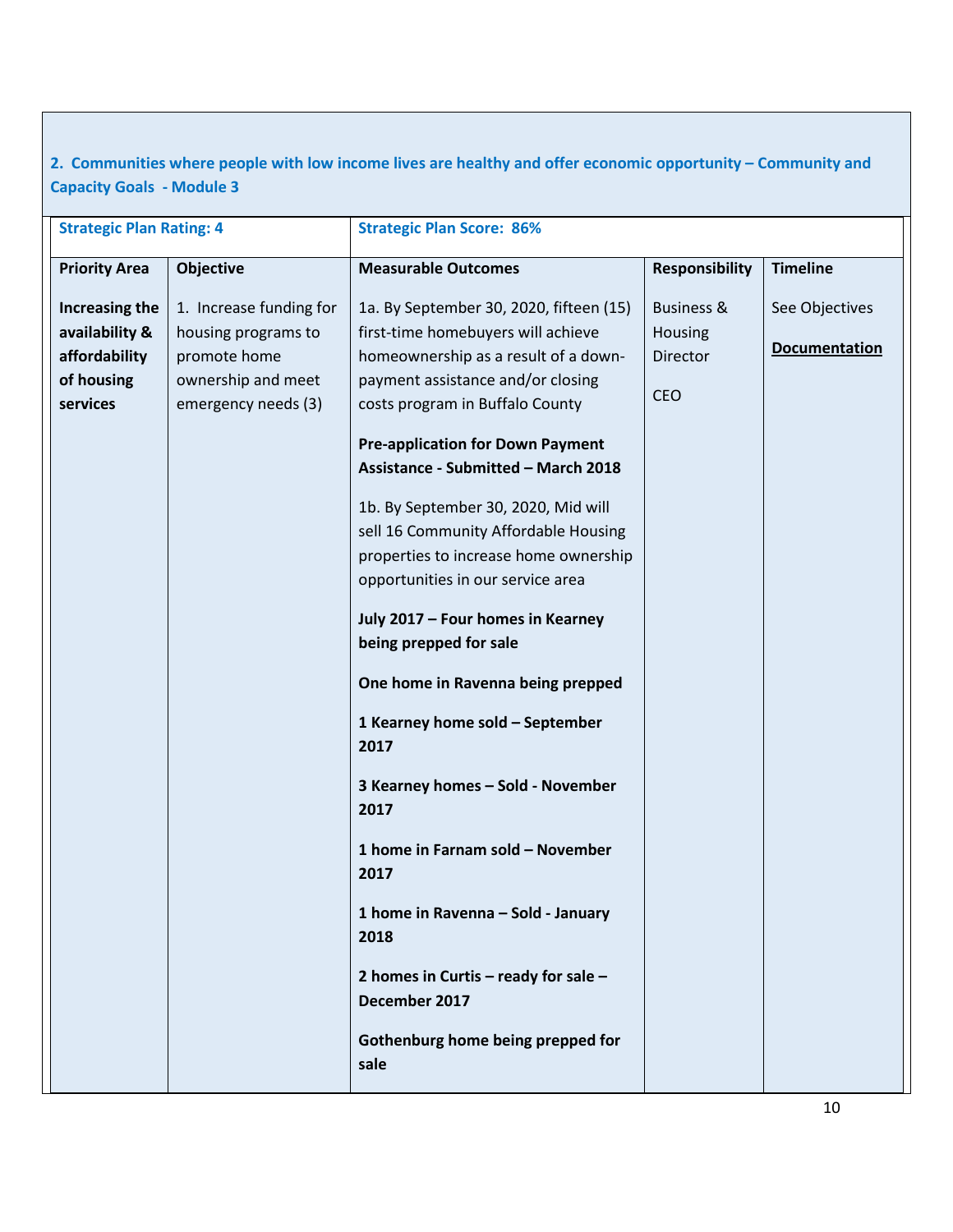**2. Communities where people with low income lives are healthy and offer economic opportunity – Community and Capacity Goals - Module 3**

| Strategic Plan Rating: 4 | | Strategic Plan Score: 86% | | |
|---|---|---|---|---|
| **Priority Area** | **Objective** | **Measurable Outcomes** | **Responsibility** | **Timeline** |
| **Increasing the availability & affordability of housing services** | 1. Increase funding for housing programs to promote home ownership and meet emergency needs (3) | 1a. By September 30, 2020, fifteen (15) first-time homebuyers will achieve homeownership as a result of a down-payment assistance and/or closing costs program in Buffalo County<br><br>**Pre-application for Down Payment Assistance - Submitted – March 2018**<br><br>1b. By September 30, 2020, Mid will sell 16 Community Affordable Housing properties to increase home ownership opportunities in our service area<br><br>**July 2017 – Four homes in Kearney being prepped for sale**<br><br>**One home in Ravenna being prepped**<br><br>**1 Kearney home sold – September 2017**<br><br>**3 Kearney homes – Sold - November 2017**<br><br>**1 home in Farnam sold – November 2017**<br><br>**1 home in Ravenna – Sold - January 2018**<br><br>**2 homes in Curtis – ready for sale – December 2017**<br><br>**Gothenburg home being prepped for sale** | Business & Housing Director<br><br>CEO | See Objectives<br><br>**<u>Documentation</u>** |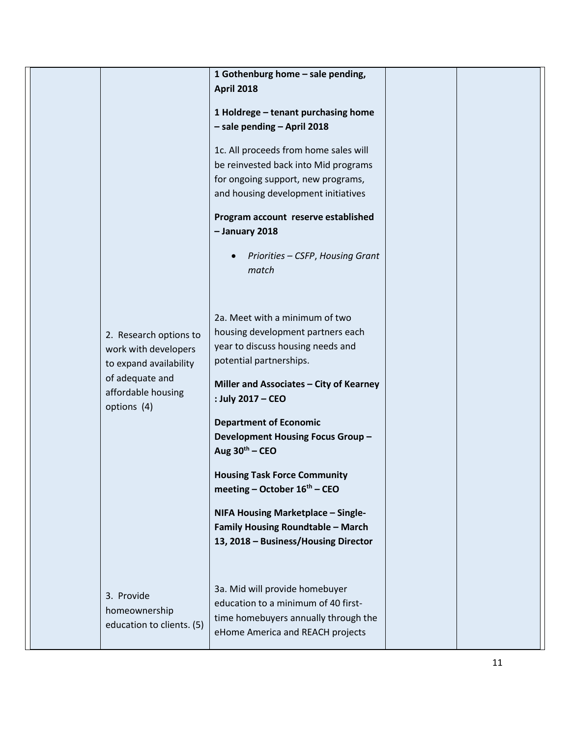| | | | | |
|---|---|---|---|---|
| | | **1 Gothenburg home – sale pending, April 2018**<br><br>**1 Holdrege – tenant purchasing home – sale pending – April 2018**<br><br>1c. All proceeds from home sales will be reinvested back into Mid programs for ongoing support, new programs, and housing development initiatives<br><br>**Program account reserve established – January 2018**<br><br>• *Priorities – CSFP, Housing Grant match* | | |
| | 2. Research options to work with developers to expand availability of adequate and affordable housing options (4) | 2a. Meet with a minimum of two housing development partners each year to discuss housing needs and potential partnerships.<br><br>**Miller and Associates – City of Kearney : July 2017 – CEO**<br><br>**Department of Economic Development Housing Focus Group – Aug 30th – CEO**<br><br>**Housing Task Force Community meeting – October 16th – CEO**<br><br>**NIFA Housing Marketplace – Single-Family Housing Roundtable – March 13, 2018 – Business/Housing Director** | | |
| | 3. Provide homeownership education to clients. (5) | 3a. Mid will provide homebuyer education to a minimum of 40 first-time homebuyers annually through the eHome America and REACH projects | | |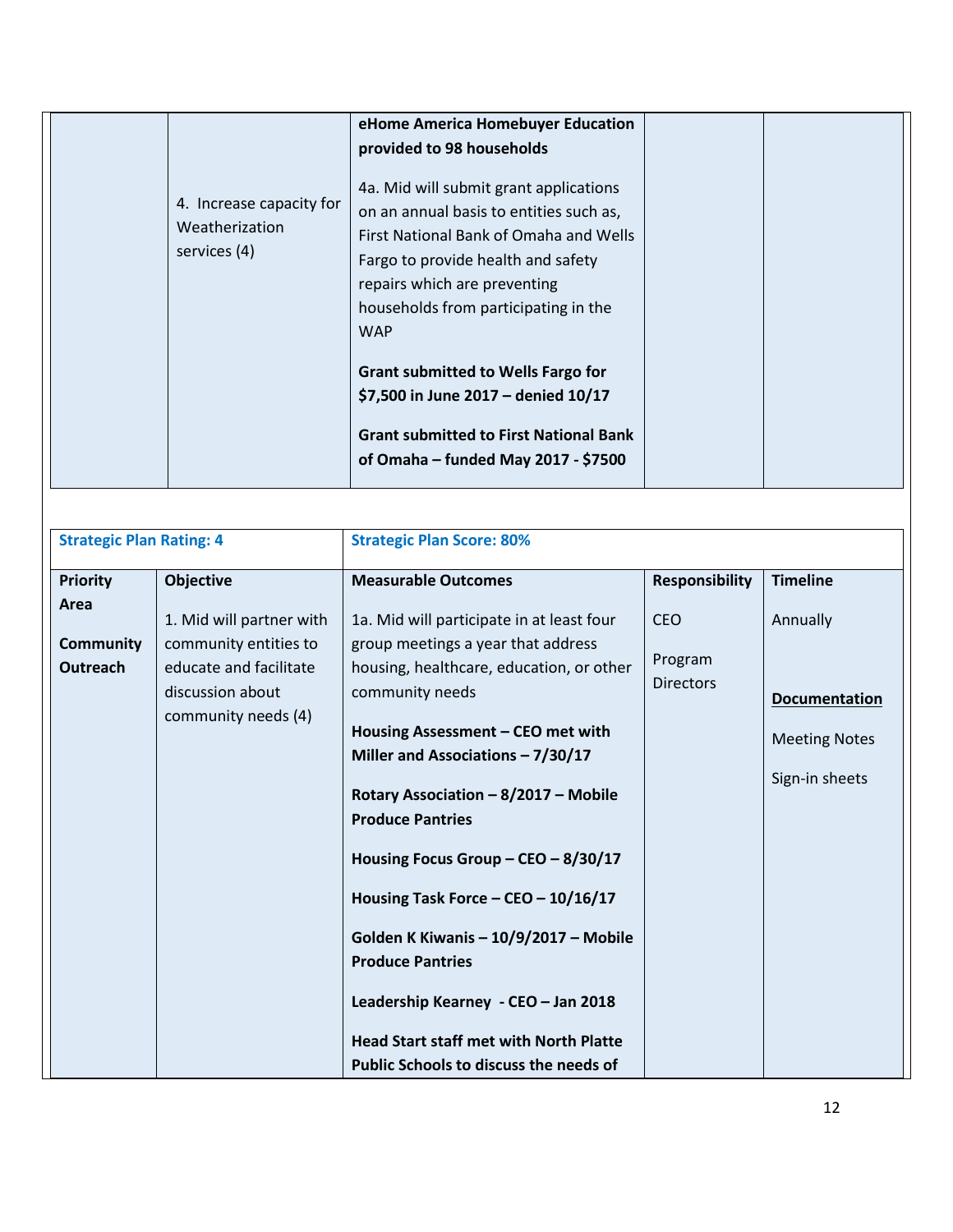| | | | | |
|---|---|---|---|---|
| | 4. Increase capacity for Weatherization services (4) | **eHome America Homebuyer Education provided to 98 households**<br><br>4a. Mid will submit grant applications on an annual basis to entities such as, First National Bank of Omaha and Wells Fargo to provide health and safety repairs which are preventing households from participating in the WAP<br><br>**Grant submitted to Wells Fargo for $7,500 in June 2017 – denied 10/17**<br><br>**Grant submitted to First National Bank of Omaha – funded May 2017 - $7500** | | |

| **Strategic Plan Rating: 4** | | **Strategic Plan Score: 80%** | | |
|---|---|---|---|---|
| **Priority Area**<br><br>**Community Outreach** | **Objective**<br><br>1. Mid will partner with community entities to educate and facilitate discussion about community needs (4) | **Measurable Outcomes**<br><br>1a. Mid will participate in at least four group meetings a year that address housing, healthcare, education, or other community needs<br><br>**Housing Assessment – CEO met with Miller and Associations – 7/30/17**<br><br>**Rotary Association – 8/2017 – Mobile Produce Pantries**<br><br>**Housing Focus Group – CEO – 8/30/17**<br><br>**Housing Task Force – CEO – 10/16/17**<br><br>**Golden K Kiwanis – 10/9/2017 – Mobile Produce Pantries**<br><br>**Leadership Kearney - CEO – Jan 2018**<br><br>**Head Start staff met with North Platte Public Schools to discuss the needs of** | **Responsibility**<br><br>CEO<br><br>Program Directors | **Timeline**<br><br>Annually<br><br>**Documentation**<br><br>Meeting Notes<br><br>Sign-in sheets |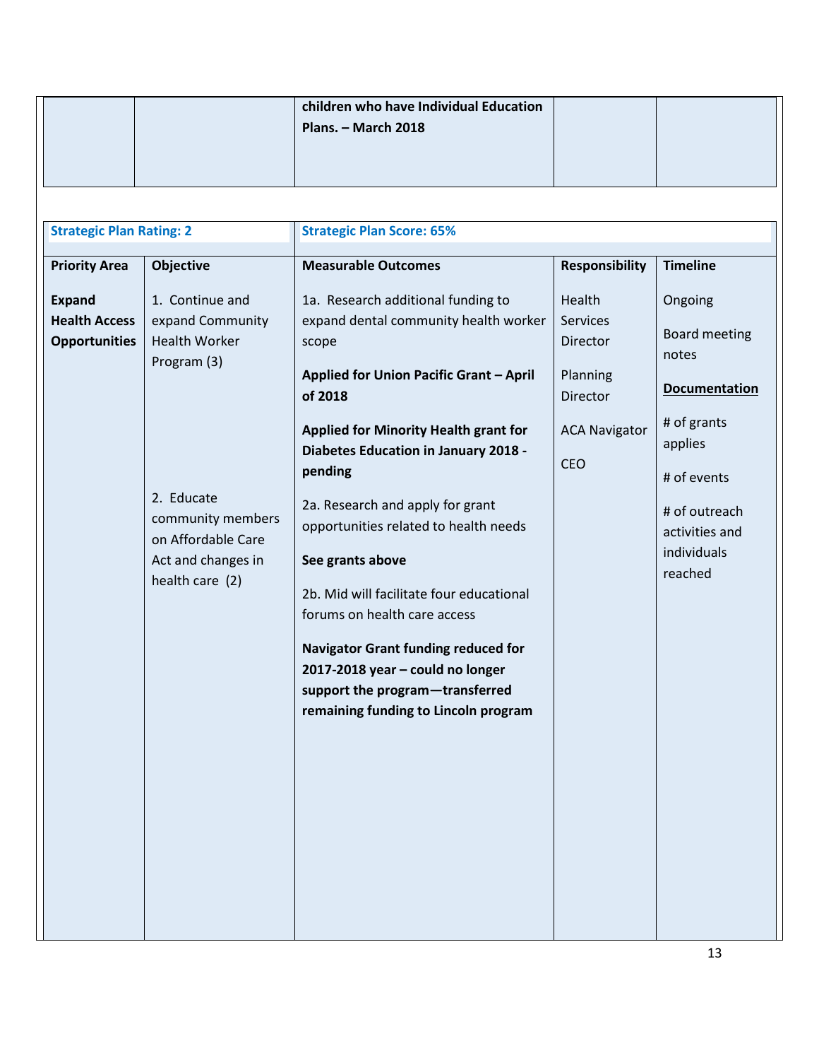| | | **children who have Individual Education Plans. – March 2018** | | |
|---|---|---|---|---|

| **Strategic Plan Rating: 2** | | **Strategic Plan Score: 65%** | | |
|---|---|---|---|---|
| **Priority Area** | **Objective** | **Measurable Outcomes** | **Responsibility** | **Timeline** |
| **Expand Health Access Opportunities** | 1. Continue and expand Community Health Worker Program (3)<br><br>2. Educate community members on Affordable Care Act and changes in health care (2) | 1a. Research additional funding to expand dental community health worker scope<br><br>**Applied for Union Pacific Grant – April of 2018**<br><br>**Applied for Minority Health grant for Diabetes Education in January 2018 - pending**<br><br>2a. Research and apply for grant opportunities related to health needs<br><br>**See grants above**<br><br>2b. Mid will facilitate four educational forums on health care access<br><br>**Navigator Grant funding reduced for 2017-2018 year – could no longer support the program—transferred remaining funding to Lincoln program** | Health Services Director<br><br>Planning Director<br><br>ACA Navigator<br><br>CEO | Ongoing<br><br>Board meeting notes<br><br>**Documentation**<br><br># of grants applies<br><br># of events<br><br># of outreach activities and individuals reached |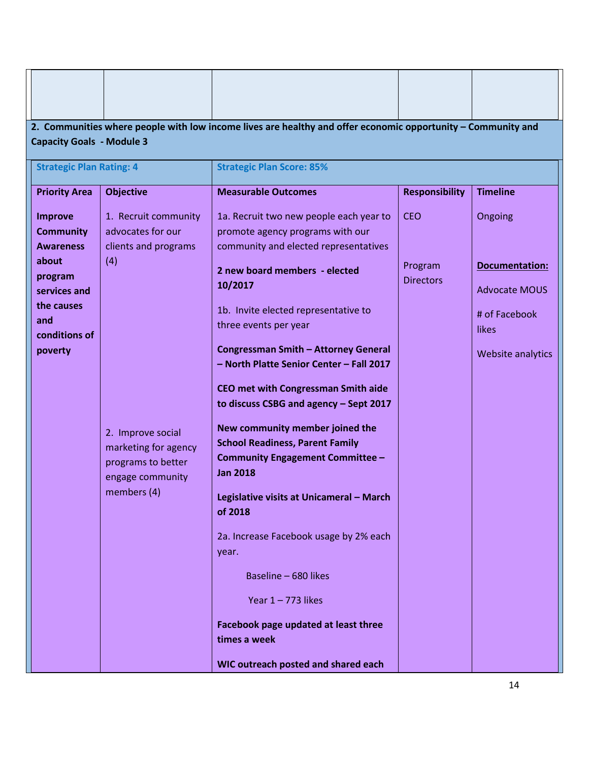| | | | | |
|---|---|---|---|---|
| | | | | |

**2. Communities where people with low income lives are healthy and offer economic opportunity – Community and Capacity Goals - Module 3**

| **Strategic Plan Rating: 4** | | **Strategic Plan Score: 85%** | | |
|---|---|---|---|---|
| **Priority Area** | **Objective** | **Measurable Outcomes** | **Responsibility** | **Timeline** |
| **Improve Community Awareness about program services and the causes and conditions of poverty** | 1. Recruit community advocates for our clients and programs (4)<br><br>2. Improve social marketing for agency programs to better engage community members (4) | 1a. Recruit two new people each year to promote agency programs with our community and elected representatives<br><br>**2 new board members - elected 10/2017**<br><br>1b. Invite elected representative to three events per year<br><br>**Congressman Smith – Attorney General – North Platte Senior Center – Fall 2017**<br><br>**CEO met with Congressman Smith aide to discuss CSBG and agency – Sept 2017**<br><br>**New community member joined the School Readiness, Parent Family Community Engagement Committee – Jan 2018**<br><br>**Legislative visits at Unicameral – March of 2018**<br><br>2a. Increase Facebook usage by 2% each year.<br><br>Baseline – 680 likes<br><br>Year 1 – 773 likes<br><br>**Facebook page updated at least three times a week**<br><br>**WIC outreach posted and shared each** | CEO<br><br>Program Directors | Ongoing<br><br>**Documentation:**<br><br>Advocate MOUS<br><br># of Facebook likes<br><br>Website analytics |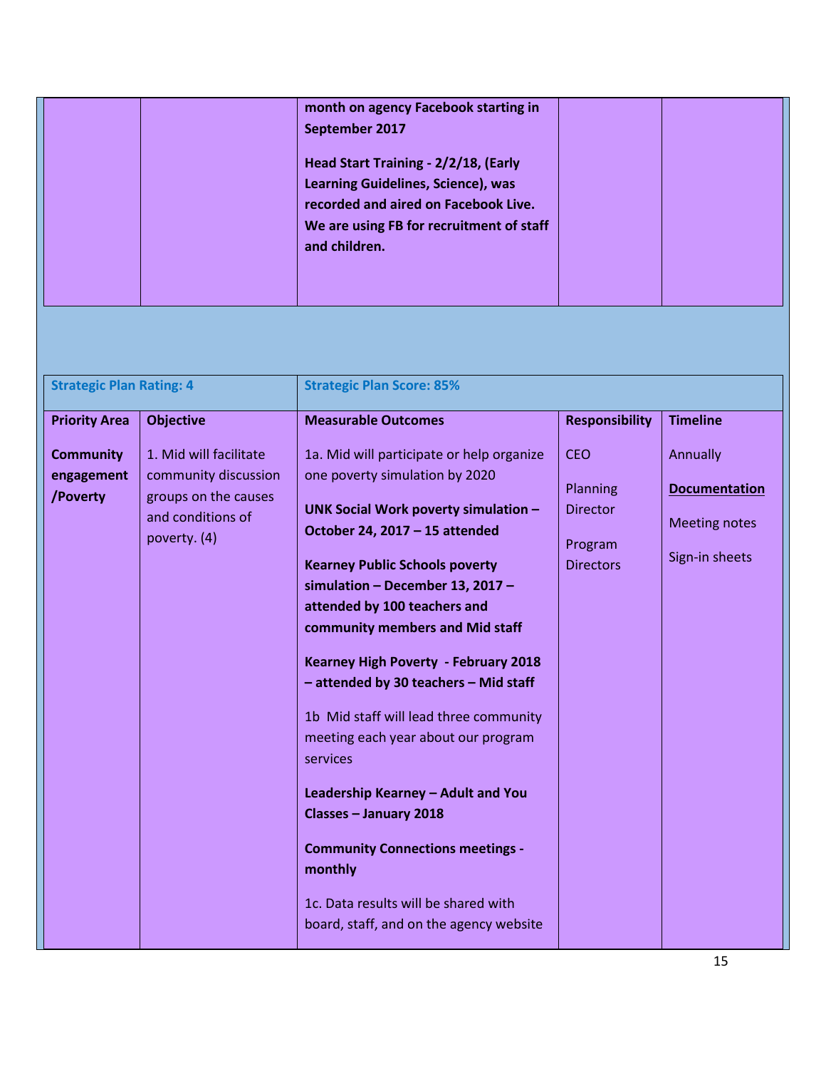| | | | | |
|---|---|---|---|---|
| | | **month on agency Facebook starting in September 2017**<br><br>**Head Start Training - 2/2/18, (Early Learning Guidelines, Science), was recorded and aired on Facebook Live. We are using FB for recruitment of staff and children.** | | |

| **Strategic Plan Rating: 4** | | **Strategic Plan Score: 85%** | | |
|---|---|---|---|---|
| **Priority Area** | **Objective** | **Measurable Outcomes** | **Responsibility** | **Timeline** |
| **Community engagement /Poverty** | 1. Mid will facilitate community discussion groups on the causes and conditions of poverty. (4) | 1a. Mid will participate or help organize one poverty simulation by 2020<br><br>**UNK Social Work poverty simulation – October 24, 2017 – 15 attended**<br><br>**Kearney Public Schools poverty simulation – December 13, 2017 – attended by 100 teachers and community members and Mid staff**<br><br>**Kearney High Poverty - February 2018 – attended by 30 teachers – Mid staff**<br><br>1b Mid staff will lead three community meeting each year about our program services<br><br>**Leadership Kearney – Adult and You Classes – January 2018**<br><br>**Community Connections meetings - monthly**<br><br>1c. Data results will be shared with board, staff, and on the agency website | CEO<br><br>Planning Director<br><br>Program Directors | Annually<br><br>**Documentation**<br><br>Meeting notes<br><br>Sign-in sheets |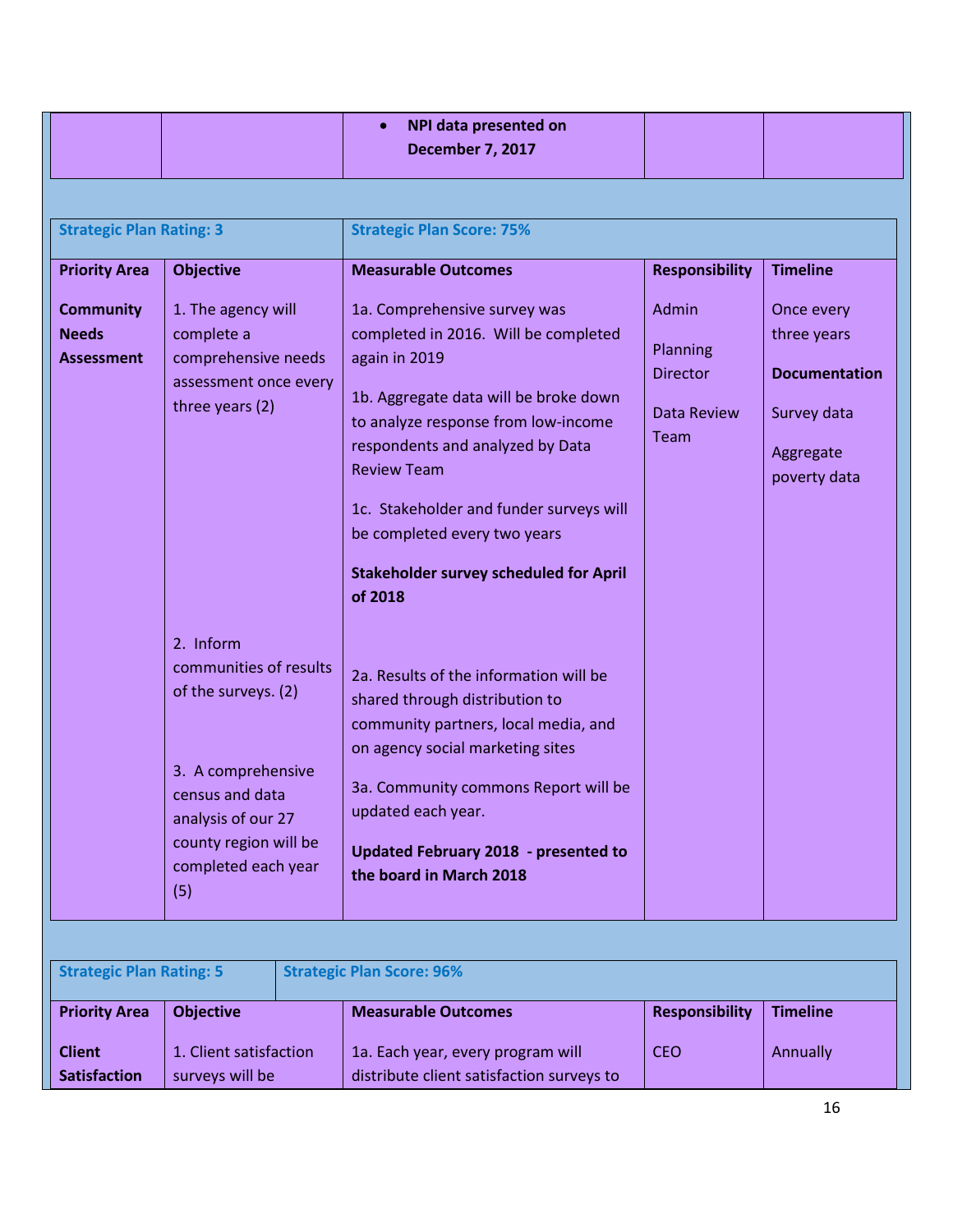| | | • **NPI data presented on December 7, 2017** | | |
|---|---|---|---|---|

| **Strategic Plan Rating: 3** | | **Strategic Plan Score: 75%** | | |
|---|---|---|---|---|
| **Priority Area** | **Objective** | **Measurable Outcomes** | **Responsibility** | **Timeline** |
| **Community Needs Assessment** | 1. The agency will complete a comprehensive needs assessment once every three years (2) | 1a. Comprehensive survey was completed in 2016. Will be completed again in 2019<br><br>1b. Aggregate data will be broke down to analyze response from low-income respondents and analyzed by Data Review Team<br><br>1c. Stakeholder and funder surveys will be completed every two years<br><br>**Stakeholder survey scheduled for April of 2018** | Admin<br><br>Planning Director<br><br>Data Review Team | Once every three years<br><br>**Documentation**<br><br>Survey data<br><br>Aggregate poverty data |
| | 2. Inform communities of results of the surveys. (2) | 2a. Results of the information will be shared through distribution to community partners, local media, and on agency social marketing sites | | |
| | 3. A comprehensive census and data analysis of our 27 county region will be completed each year (5) | 3a. Community commons Report will be updated each year.<br><br>**Updated February 2018 - presented to the board in March 2018** | | |

| **Strategic Plan Rating: 5** | | **Strategic Plan Score: 96%** | | |
|---|---|---|---|---|
| **Priority Area** | **Objective** | **Measurable Outcomes** | **Responsibility** | **Timeline** |
| **Client Satisfaction** | 1. Client satisfaction surveys will be | 1a. Each year, every program will distribute client satisfaction surveys to | CEO | Annually |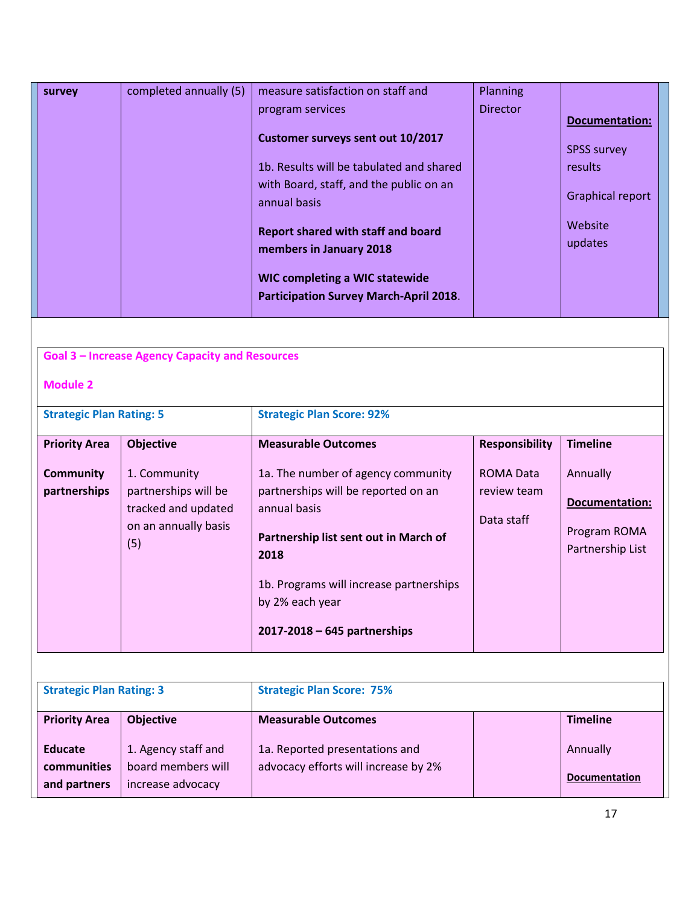| survey | completed annually (5) | measure satisfaction on staff and program services<br><br>**Customer surveys sent out 10/2017**<br><br>1b. Results will be tabulated and shared with Board, staff, and the public on an annual basis<br><br>**Report shared with staff and board members in January 2018**<br><br>**WIC completing a WIC statewide Participation Survey March-April 2018**. | Planning Director | **Documentation:**<br><br>SPSS survey results<br><br>Graphical report<br><br>Website updates |
|---|---|---|---|---|

**Goal 3 – Increase Agency Capacity and Resources**

**Module 2**

| **Strategic Plan Rating: 5** | | **Strategic Plan Score: 92%** | | |
|---|---|---|---|---|
| **Priority Area** | **Objective** | **Measurable Outcomes** | **Responsibility** | **Timeline** |
| **Community partnerships** | 1. Community partnerships will be tracked and updated on an annually basis (5) | 1a. The number of agency community partnerships will be reported on an annual basis<br><br>**Partnership list sent out in March of 2018**<br><br>1b. Programs will increase partnerships by 2% each year<br><br>**2017-2018 – 645 partnerships** | ROMA Data review team<br><br>Data staff | Annually<br><br>**Documentation:**<br><br>Program ROMA Partnership List |

| **Strategic Plan Rating: 3** | | **Strategic Plan Score: 75%** | | |
|---|---|---|---|---|
| **Priority Area** | **Objective** | **Measurable Outcomes** | | **Timeline** |
| **Educate communities and partners** | 1. Agency staff and board members will increase advocacy | 1a. Reported presentations and advocacy efforts will increase by 2% | | Annually<br><br>**Documentation** |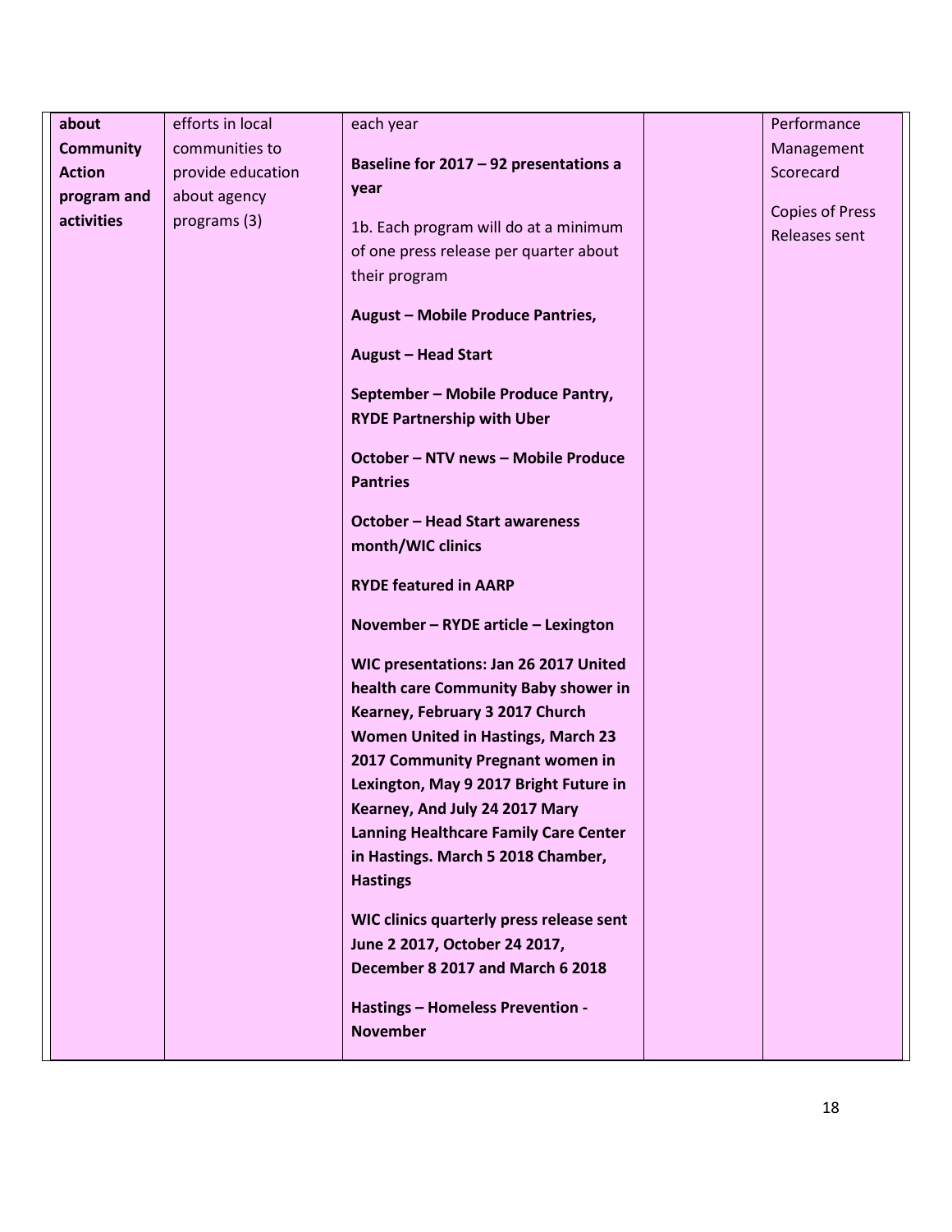| | | | | |
|---|---|---|---|---|
| **about Community Action program and activities** | efforts in local communities to provide education about agency programs (3) | each year<br><br>**Baseline for 2017 – 92 presentations a year**<br><br>1b. Each program will do at a minimum of one press release per quarter about their program<br><br>**August – Mobile Produce Pantries,**<br><br>**August – Head Start**<br><br>**September – Mobile Produce Pantry, RYDE Partnership with Uber**<br><br>**October – NTV news – Mobile Produce Pantries**<br><br>**October – Head Start awareness month/WIC clinics**<br><br>**RYDE featured in AARP**<br><br>**November – RYDE article – Lexington**<br><br>**WIC presentations: Jan 26 2017 United health care Community Baby shower in Kearney, February 3 2017 Church Women United in Hastings, March 23 2017 Community Pregnant women in Lexington, May 9 2017 Bright Future in Kearney, And July 24 2017 Mary Lanning Healthcare Family Care Center in Hastings. March 5 2018 Chamber, Hastings**<br><br>**WIC clinics quarterly press release sent June 2 2017, October 24 2017, December 8 2017 and March 6 2018**<br><br>**Hastings – Homeless Prevention - November** | | Performance Management Scorecard<br><br>Copies of Press Releases sent |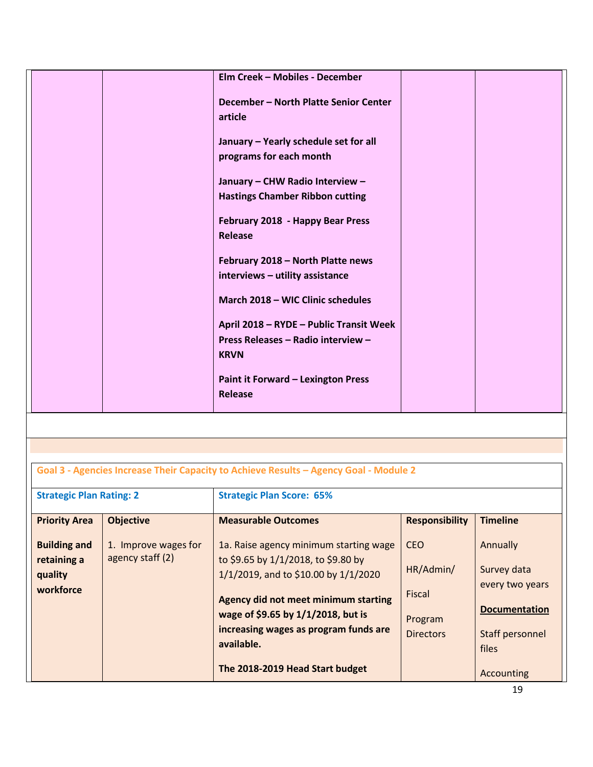| | | | | |
|---|---|---|---|---|
| | | **Elm Creek – Mobiles - December**<br><br>**December – North Platte Senior Center article**<br><br>**January – Yearly schedule set for all programs for each month**<br><br>**January – CHW Radio Interview – Hastings Chamber Ribbon cutting**<br><br>**February 2018 - Happy Bear Press Release**<br><br>**February 2018 – North Platte news interviews – utility assistance**<br><br>**March 2018 – WIC Clinic schedules**<br><br>**April 2018 – RYDE – Public Transit Week Press Releases – Radio interview – KRVN**<br><br>**Paint it Forward – Lexington Press Release** | | |

**Goal 3 - Agencies Increase Their Capacity to Achieve Results – Agency Goal - Module 2**

| **Strategic Plan Rating: 2** | | **Strategic Plan Score: 65%** | | |
|---|---|---|---|---|
| **Priority Area** | **Objective** | **Measurable Outcomes** | **Responsibility** | **Timeline** |
| **Building and retaining a quality workforce** | 1. Improve wages for agency staff (2) | 1a. Raise agency minimum starting wage to $9.65 by 1/1/2018, to $9.80 by 1/1/2019, and to $10.00 by 1/1/2020<br><br>**Agency did not meet minimum starting wage of $9.65 by 1/1/2018, but is increasing wages as program funds are available.**<br><br>**The 2018-2019 Head Start budget** | CEO<br><br>HR/Admin/<br><br>Fiscal<br><br>Program Directors | Annually<br><br>Survey data every two years<br><br>**Documentation**<br><br>Staff personnel files<br><br>Accounting |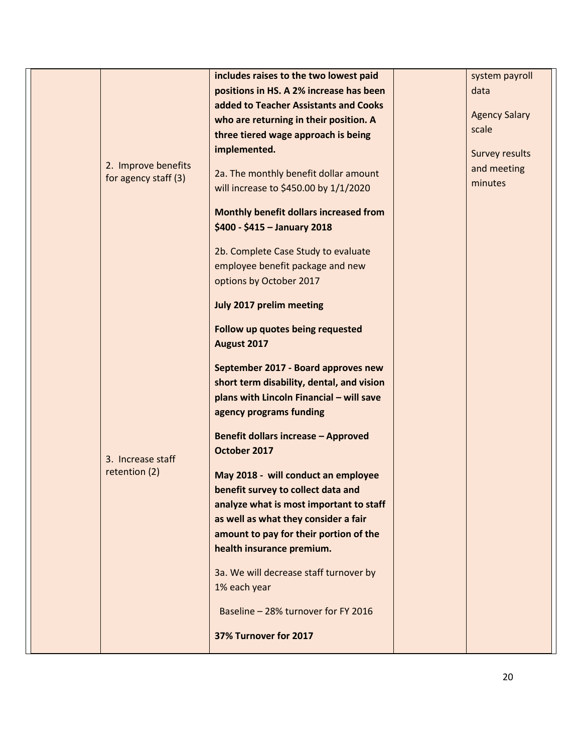| | | | | |
|---|---|---|---|---|
| | 2. Improve benefits for agency staff (3)<br><br>3. Increase staff retention (2) | **includes raises to the two lowest paid positions in HS. A 2% increase has been added to Teacher Assistants and Cooks who are returning in their position. A three tiered wage approach is being implemented.**<br><br>2a. The monthly benefit dollar amount will increase to $450.00 by 1/1/2020<br><br>**Monthly benefit dollars increased from $400 - $415 – January 2018**<br><br>2b. Complete Case Study to evaluate employee benefit package and new options by October 2017<br><br>**July 2017 prelim meeting**<br><br>**Follow up quotes being requested August 2017**<br><br>**September 2017 - Board approves new short term disability, dental, and vision plans with Lincoln Financial – will save agency programs funding**<br><br>**Benefit dollars increase – Approved October 2017**<br><br>**May 2018 - will conduct an employee benefit survey to collect data and analyze what is most important to staff as well as what they consider a fair amount to pay for their portion of the health insurance premium.**<br><br>3a. We will decrease staff turnover by 1% each year<br><br>Baseline – 28% turnover for FY 2016<br><br>**37% Turnover for 2017** | | system payroll data<br><br>Agency Salary scale<br><br>Survey results and meeting minutes |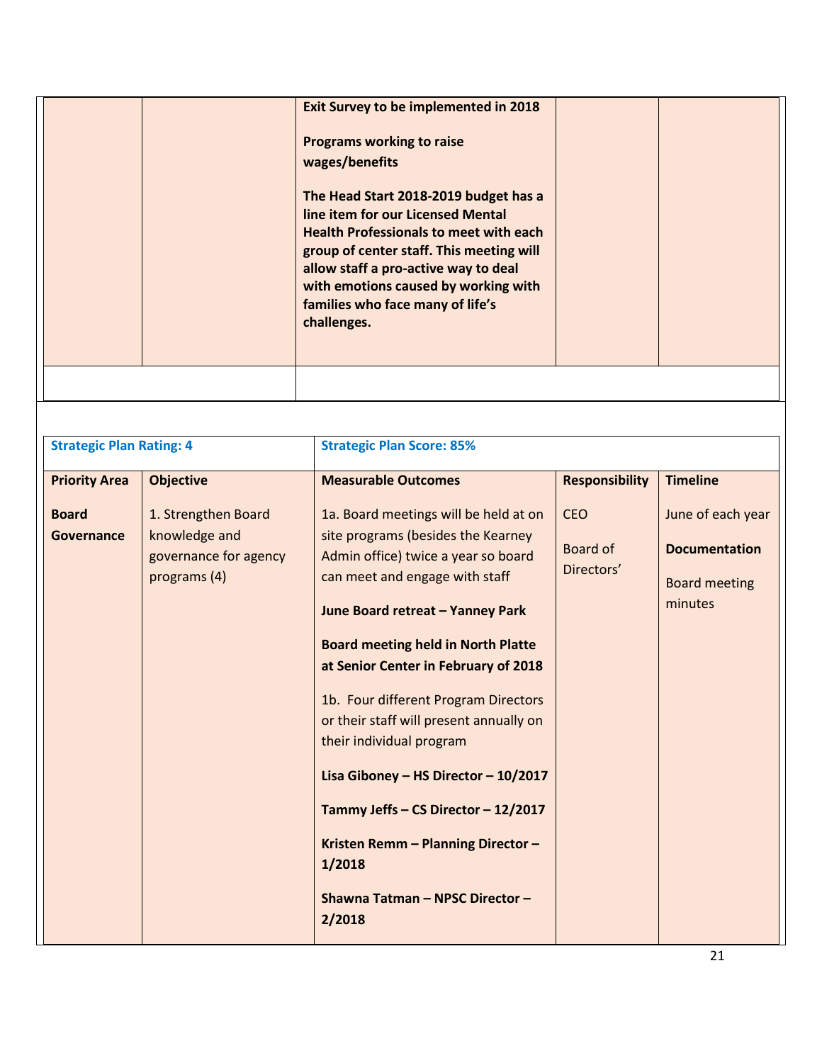| | | | | |
|---|---|---|---|---|
| | | **Exit Survey to be implemented in 2018**<br><br>**Programs working to raise wages/benefits**<br><br>**The Head Start 2018-2019 budget has a line item for our Licensed Mental Health Professionals to meet with each group of center staff. This meeting will allow staff a pro-active way to deal with emotions caused by working with families who face many of life's challenges.** | | |
| | | | | |

| **Strategic Plan Rating: 4** | | **Strategic Plan Score: 85%** | | |
|---|---|---|---|---|
| **Priority Area** | **Objective** | **Measurable Outcomes** | **Responsibility** | **Timeline** |
| **Board Governance** | 1. Strengthen Board knowledge and governance for agency programs (4) | 1a. Board meetings will be held at on site programs (besides the Kearney Admin office) twice a year so board can meet and engage with staff<br><br>**June Board retreat – Yanney Park**<br><br>**Board meeting held in North Platte at Senior Center in February of 2018**<br><br>1b. Four different Program Directors or their staff will present annually on their individual program<br><br>**Lisa Giboney – HS Director – 10/2017**<br><br>**Tammy Jeffs – CS Director – 12/2017**<br><br>**Kristen Remm – Planning Director – 1/2018**<br><br>**Shawna Tatman – NPSC Director – 2/2018** | CEO<br><br>Board of Directors' | June of each year<br><br>**Documentation**<br><br>Board meeting minutes |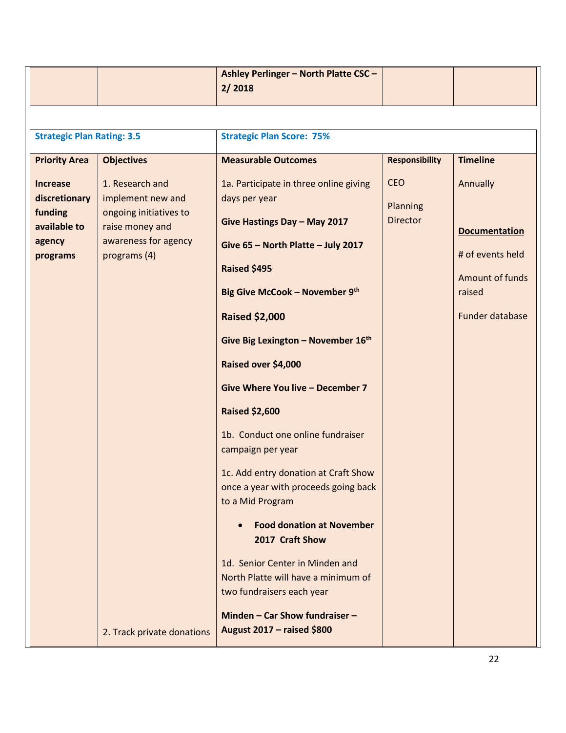| | | **Ashley Perlinger – North Platte CSC – 2/ 2018** | | |
|---|---|---|---|---|

| **Strategic Plan Rating: 3.5** | | **Strategic Plan Score: 75%** | | |
|---|---|---|---|---|
| **Priority Area** | **Objectives** | **Measurable Outcomes** | **Responsibility** | **Timeline** |
| **Increase discretionary funding available to agency programs** | 1. Research and implement new and ongoing initiatives to raise money and awareness for agency programs (4)<br><br>2. Track private donations | 1a. Participate in three online giving days per year<br><br>**Give Hastings Day – May 2017**<br><br>**Give 65 – North Platte – July 2017**<br><br>**Raised $495**<br><br>**Big Give McCook – November 9th**<br><br>**Raised $2,000**<br><br>**Give Big Lexington – November 16th**<br><br>**Raised over $4,000**<br><br>**Give Where You live – December 7**<br><br>**Raised $2,600**<br><br>1b. Conduct one online fundraiser campaign per year<br><br>1c. Add entry donation at Craft Show once a year with proceeds going back to a Mid Program<br><br>• **Food donation at November 2017 Craft Show**<br><br>1d. Senior Center in Minden and North Platte will have a minimum of two fundraisers each year<br><br>**Minden – Car Show fundraiser – August 2017 – raised $800** | CEO<br><br>Planning Director | Annually<br><br>**Documentation**<br><br># of events held<br><br>Amount of funds raised<br><br>Funder database |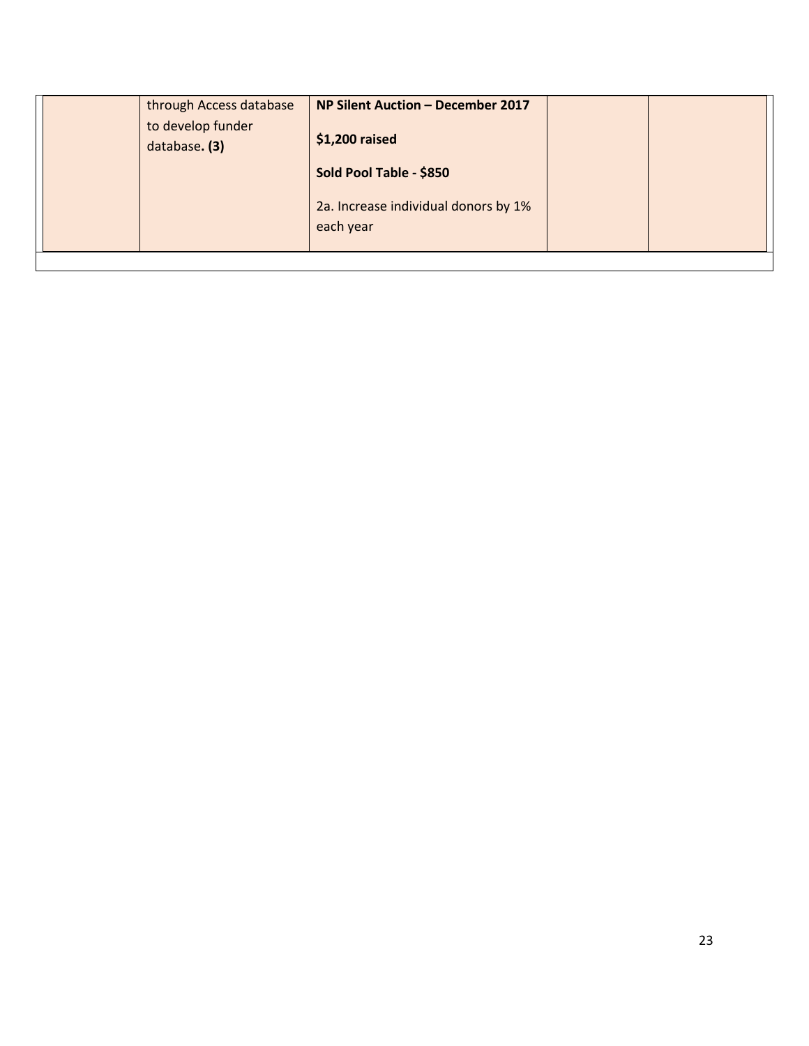| | | | | |
|---|---|---|---|---|
| | through Access database to develop funder database**. (3)** | **NP Silent Auction – December 2017**<br><br>**$1,200 raised**<br><br>**Sold Pool Table - $850**<br><br>2a. Increase individual donors by 1% each year | | |